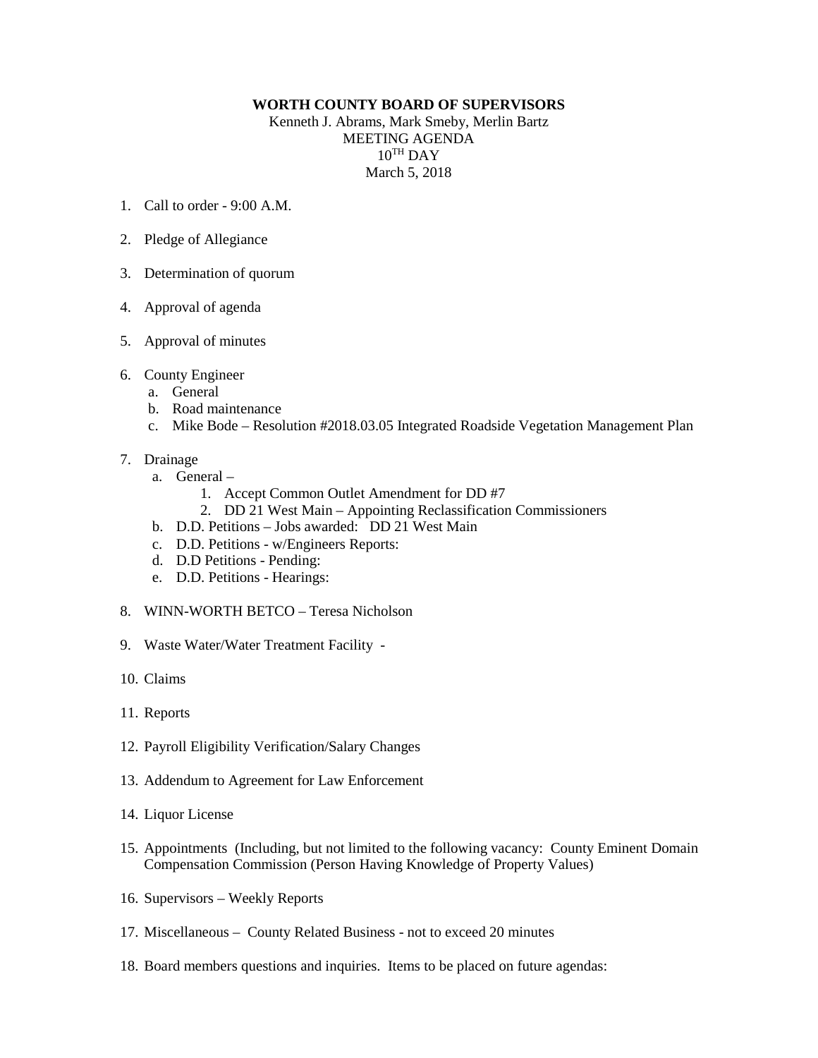**WORTH COUNTY BOARD OF SUPERVISORS**

Kenneth J. Abrams, Mark Smeby, Merlin Bartz

MEETING AGENDA

10TH DAY

March 5, 2018

1. Call to order - 9:00 A.M.

2. Pledge of Allegiance

3. Determination of quorum

4. Approval of agenda

5. Approval of minutes

6. County Engineer
   a. General
   b. Road maintenance
   c. Mike Bode – Resolution #2018.03.05 Integrated Roadside Vegetation Management Plan

7. Drainage
   a. General –
      1. Accept Common Outlet Amendment for DD #7
      2. DD 21 West Main – Appointing Reclassification Commissioners
   b. D.D. Petitions – Jobs awarded: DD 21 West Main
   c. D.D. Petitions - w/Engineers Reports:
   d. D.D Petitions - Pending:
   e. D.D. Petitions - Hearings:

8. WINN-WORTH BETCO – Teresa Nicholson

9. Waste Water/Water Treatment Facility -

10. Claims

11. Reports

12. Payroll Eligibility Verification/Salary Changes

13. Addendum to Agreement for Law Enforcement

14. Liquor License

15. Appointments (Including, but not limited to the following vacancy: County Eminent Domain Compensation Commission (Person Having Knowledge of Property Values)

16. Supervisors – Weekly Reports

17. Miscellaneous – County Related Business - not to exceed 20 minutes

18. Board members questions and inquiries. Items to be placed on future agendas: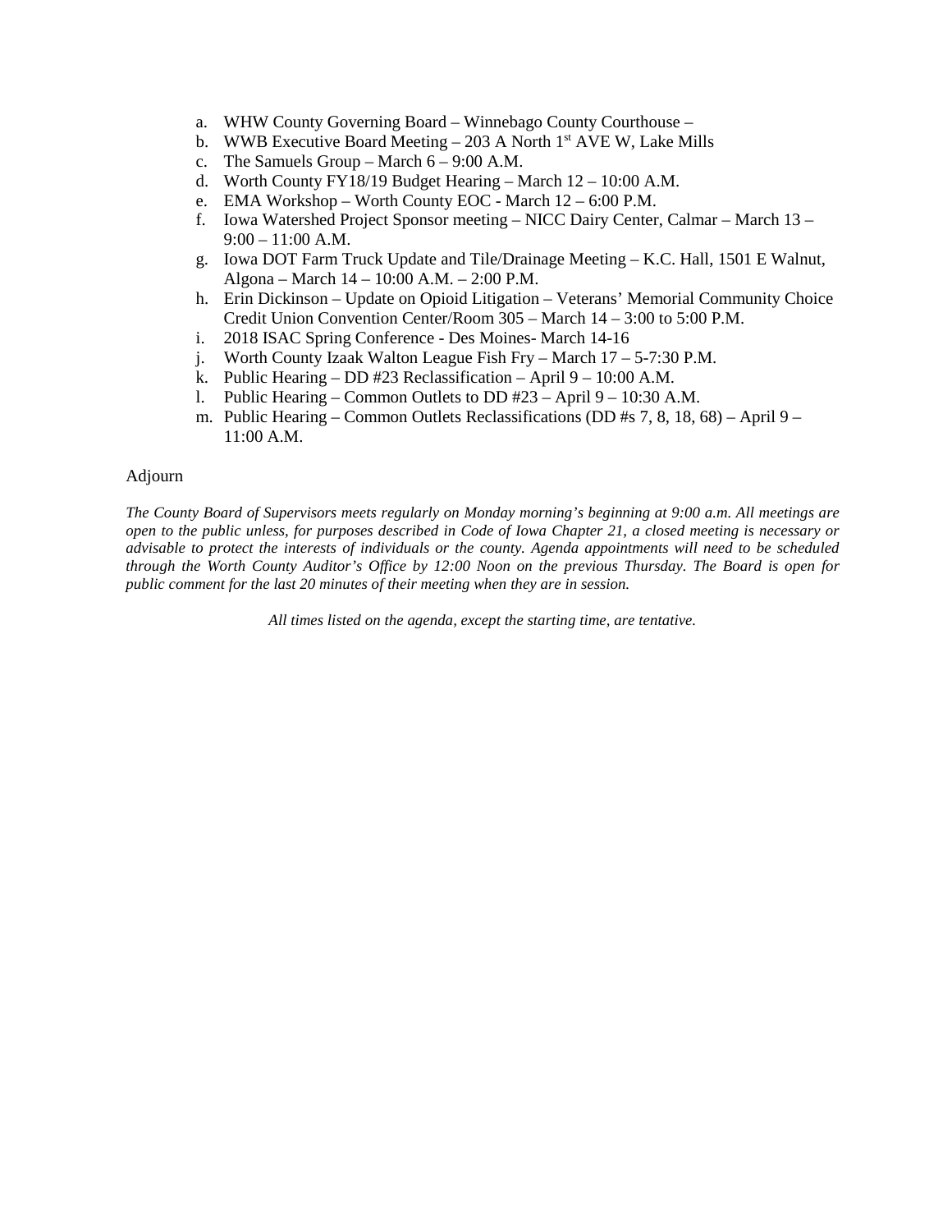a. WHW County Governing Board – Winnebago County Courthouse –
b. WWB Executive Board Meeting – 203 A North 1st AVE W, Lake Mills
c. The Samuels Group – March 6 – 9:00 A.M.
d. Worth County FY18/19 Budget Hearing – March 12 – 10:00 A.M.
e. EMA Workshop – Worth County EOC - March 12 – 6:00 P.M.
f. Iowa Watershed Project Sponsor meeting – NICC Dairy Center, Calmar – March 13 – 9:00 – 11:00 A.M.
g. Iowa DOT Farm Truck Update and Tile/Drainage Meeting – K.C. Hall, 1501 E Walnut, Algona – March 14 – 10:00 A.M. – 2:00 P.M.
h. Erin Dickinson – Update on Opioid Litigation – Veterans' Memorial Community Choice Credit Union Convention Center/Room 305 – March 14 – 3:00 to 5:00 P.M.
i. 2018 ISAC Spring Conference - Des Moines- March 14-16
j. Worth County Izaak Walton League Fish Fry – March 17 – 5-7:30 P.M.
k. Public Hearing – DD #23 Reclassification – April 9 – 10:00 A.M.
l. Public Hearing – Common Outlets to DD #23 – April 9 – 10:30 A.M.
m. Public Hearing – Common Outlets Reclassifications (DD #s 7, 8, 18, 68) – April 9 – 11:00 A.M.

Adjourn

*The County Board of Supervisors meets regularly on Monday morning's beginning at 9:00 a.m. All meetings are open to the public unless, for purposes described in Code of Iowa Chapter 21, a closed meeting is necessary or advisable to protect the interests of individuals or the county. Agenda appointments will need to be scheduled through the Worth County Auditor's Office by 12:00 Noon on the previous Thursday. The Board is open for public comment for the last 20 minutes of their meeting when they are in session.*

*All times listed on the agenda, except the starting time, are tentative.*